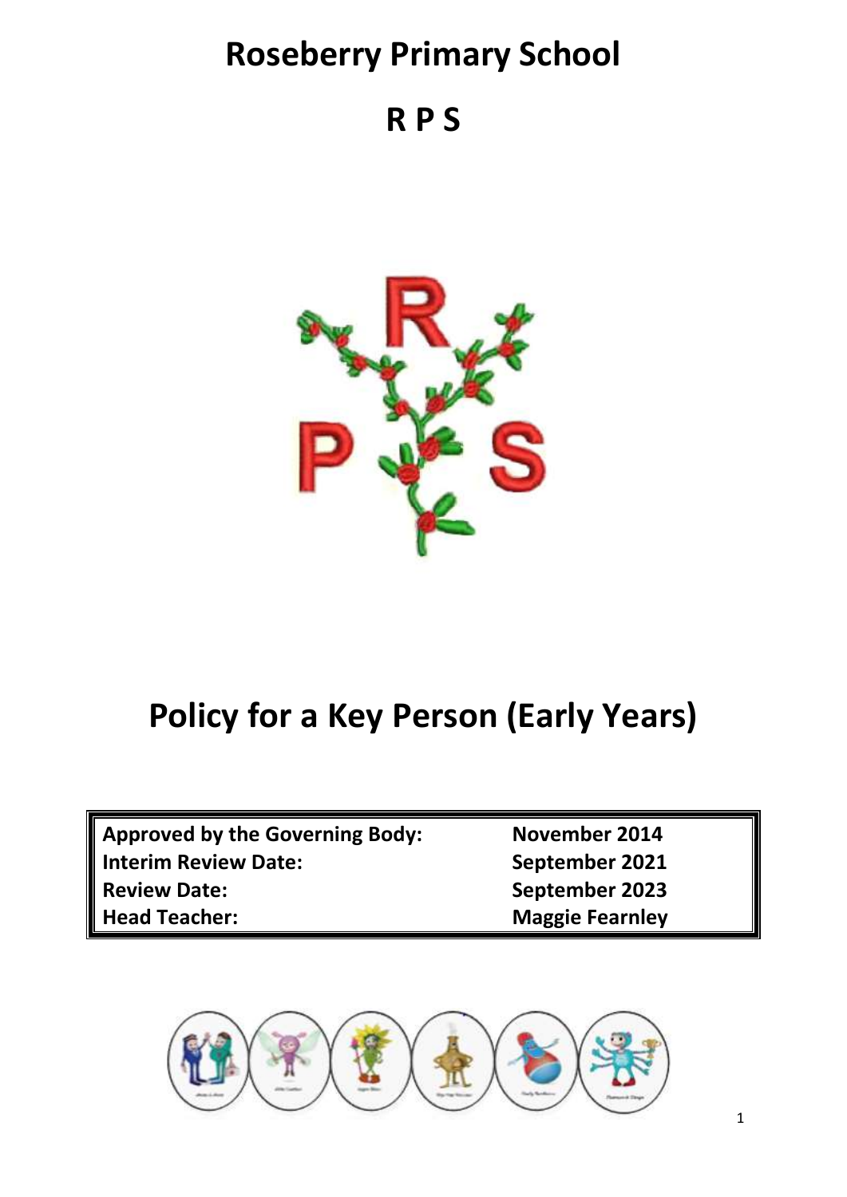# Roseberry Primary School

# R P S

# Policy for a Key Person (Early Years)

| | |
|---|---|
| **Approved by the Governing Body:** | **November 2014** |
| **Interim Review Date:** | **September 2021** |
| **Review Date:** | **September 2023** |
| **Head Teacher:** | **Maggie Fearnley** |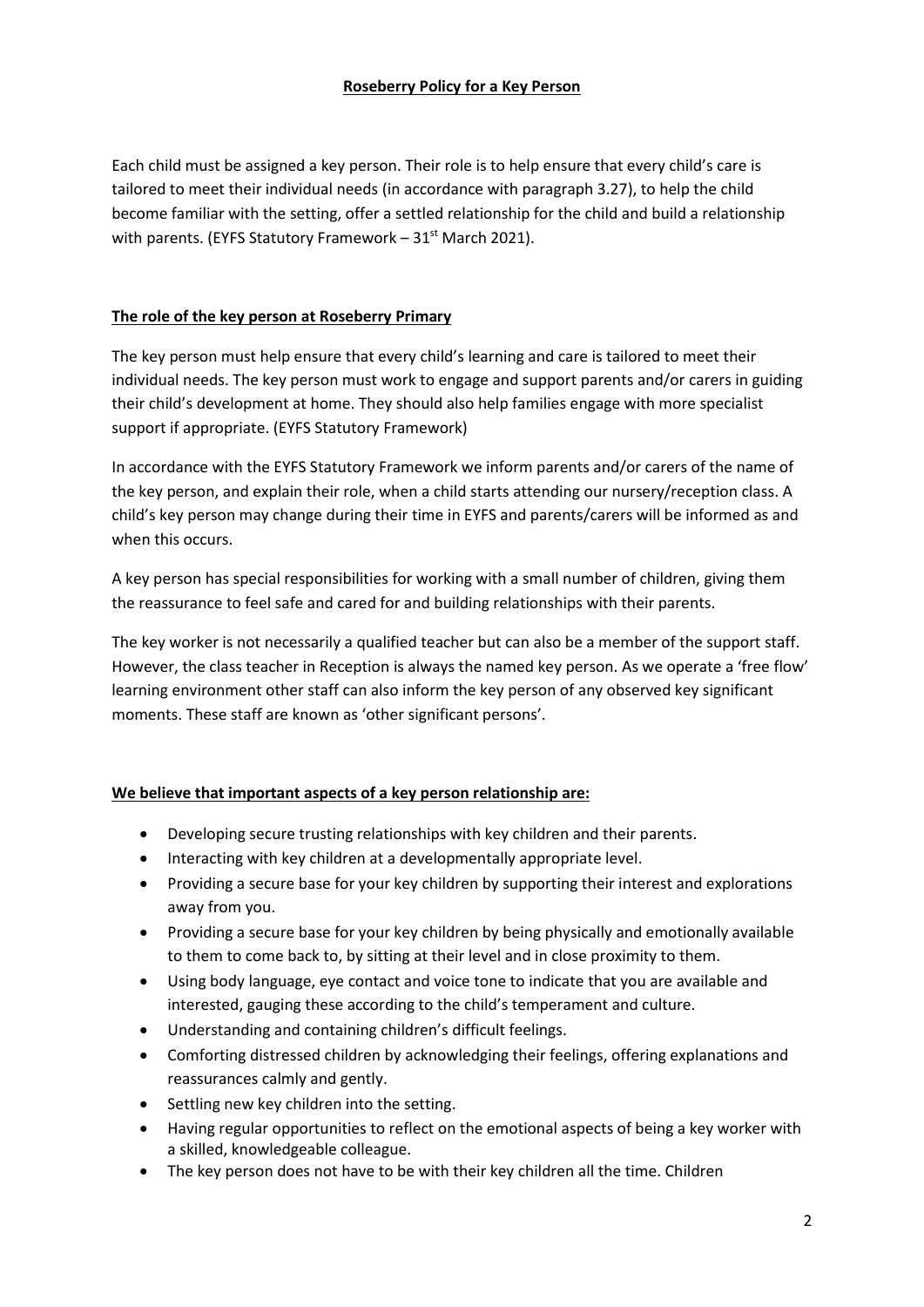**Roseberry Policy for a Key Person**

Each child must be assigned a key person. Their role is to help ensure that every child's care is tailored to meet their individual needs (in accordance with paragraph 3.27), to help the child become familiar with the setting, offer a settled relationship for the child and build a relationship with parents. (EYFS Statutory Framework – 31st March 2021).

**The role of the key person at Roseberry Primary**

The key person must help ensure that every child's learning and care is tailored to meet their individual needs. The key person must work to engage and support parents and/or carers in guiding their child's development at home. They should also help families engage with more specialist support if appropriate. (EYFS Statutory Framework)

In accordance with the EYFS Statutory Framework we inform parents and/or carers of the name of the key person, and explain their role, when a child starts attending our nursery/reception class. A child's key person may change during their time in EYFS and parents/carers will be informed as and when this occurs.

A key person has special responsibilities for working with a small number of children, giving them the reassurance to feel safe and cared for and building relationships with their parents.

The key worker is not necessarily a qualified teacher but can also be a member of the support staff. However, the class teacher in Reception is always the named key person. As we operate a 'free flow' learning environment other staff can also inform the key person of any observed key significant moments. These staff are known as 'other significant persons'.

**We believe that important aspects of a key person relationship are:**

- Developing secure trusting relationships with key children and their parents.
- Interacting with key children at a developmentally appropriate level.
- Providing a secure base for your key children by supporting their interest and explorations away from you.
- Providing a secure base for your key children by being physically and emotionally available to them to come back to, by sitting at their level and in close proximity to them.
- Using body language, eye contact and voice tone to indicate that you are available and interested, gauging these according to the child's temperament and culture.
- Understanding and containing children's difficult feelings.
- Comforting distressed children by acknowledging their feelings, offering explanations and reassurances calmly and gently.
- Settling new key children into the setting.
- Having regular opportunities to reflect on the emotional aspects of being a key worker with a skilled, knowledgeable colleague.
- The key person does not have to be with their key children all the time. Children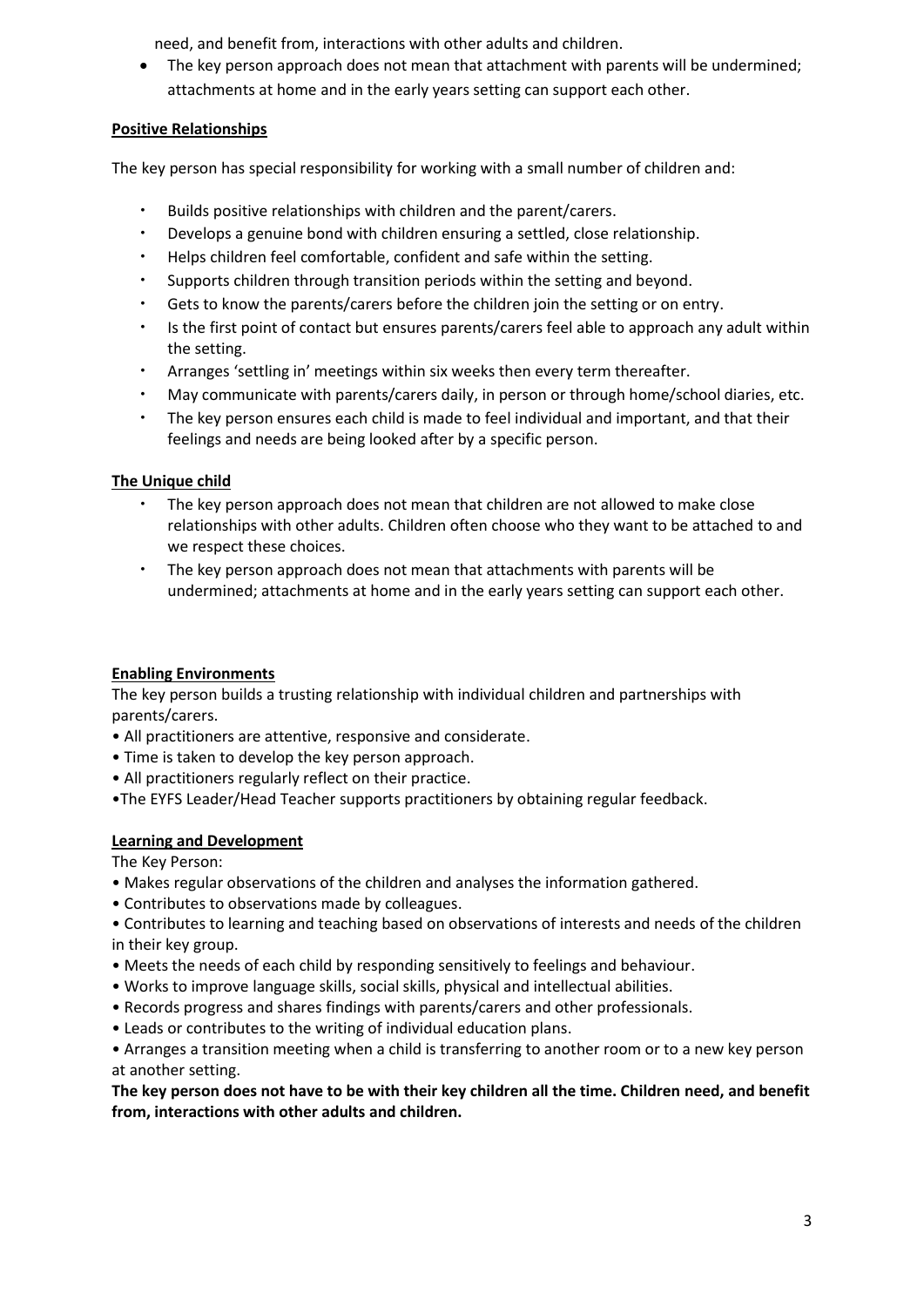need, and benefit from, interactions with other adults and children.

- The key person approach does not mean that attachment with parents will be undermined; attachments at home and in the early years setting can support each other.

**Positive Relationships**

The key person has special responsibility for working with a small number of children and:

- Builds positive relationships with children and the parent/carers.
- Develops a genuine bond with children ensuring a settled, close relationship.
- Helps children feel comfortable, confident and safe within the setting.
- Supports children through transition periods within the setting and beyond.
- Gets to know the parents/carers before the children join the setting or on entry.
- Is the first point of contact but ensures parents/carers feel able to approach any adult within the setting.
- Arranges 'settling in' meetings within six weeks then every term thereafter.
- May communicate with parents/carers daily, in person or through home/school diaries, etc.
- The key person ensures each child is made to feel individual and important, and that their feelings and needs are being looked after by a specific person.

**The Unique child**

- The key person approach does not mean that children are not allowed to make close relationships with other adults. Children often choose who they want to be attached to and we respect these choices.
- The key person approach does not mean that attachments with parents will be undermined; attachments at home and in the early years setting can support each other.

**Enabling Environments**

The key person builds a trusting relationship with individual children and partnerships with parents/carers.

- All practitioners are attentive, responsive and considerate.
- Time is taken to develop the key person approach.
- All practitioners regularly reflect on their practice.
- The EYFS Leader/Head Teacher supports practitioners by obtaining regular feedback.

**Learning and Development**

The Key Person:

- Makes regular observations of the children and analyses the information gathered.
- Contributes to observations made by colleagues.
- Contributes to learning and teaching based on observations of interests and needs of the children in their key group.
- Meets the needs of each child by responding sensitively to feelings and behaviour.
- Works to improve language skills, social skills, physical and intellectual abilities.
- Records progress and shares findings with parents/carers and other professionals.
- Leads or contributes to the writing of individual education plans.
- Arranges a transition meeting when a child is transferring to another room or to a new key person at another setting.

**The key person does not have to be with their key children all the time. Children need, and benefit from, interactions with other adults and children.**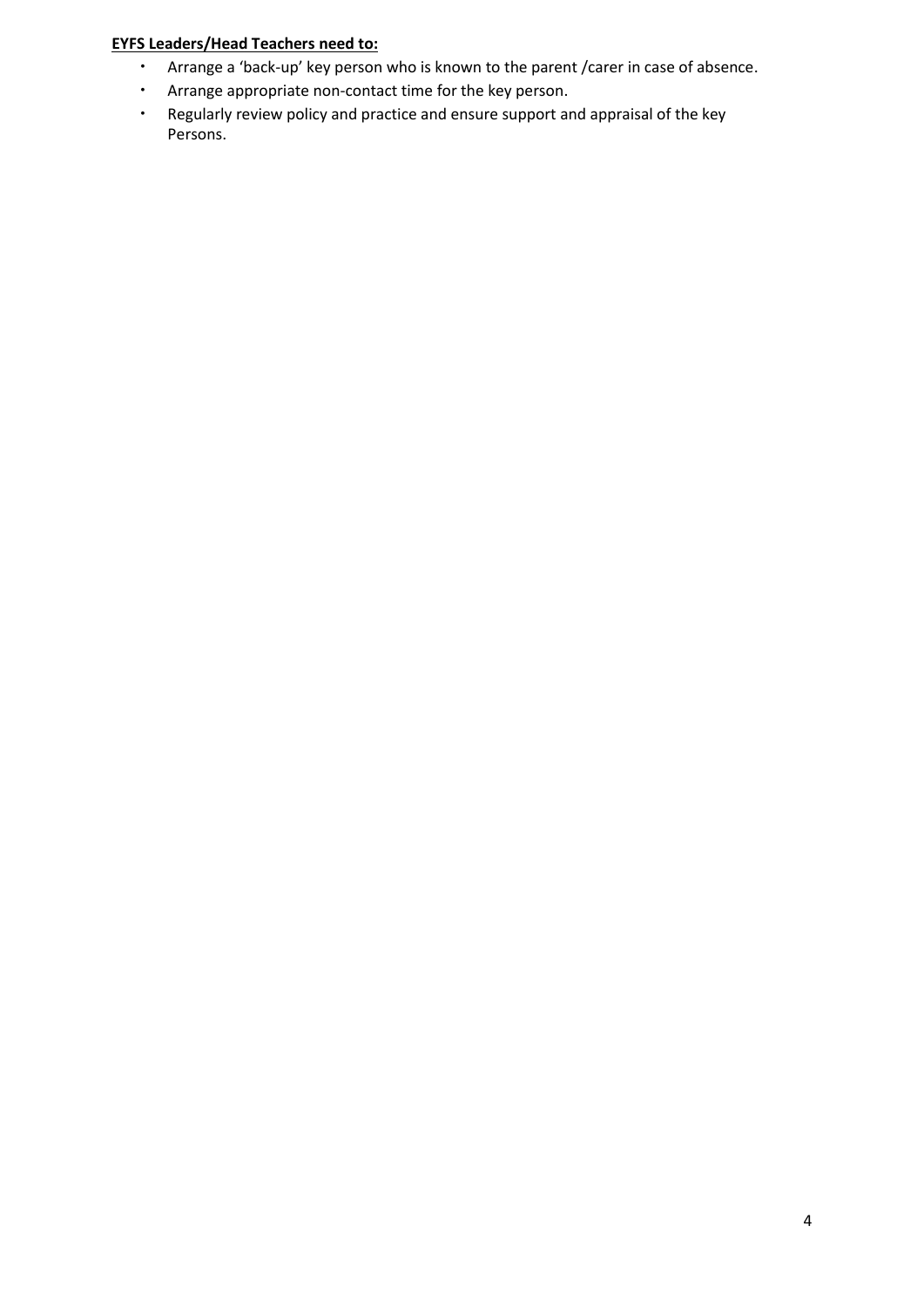**EYFS Leaders/Head Teachers need to:**

- Arrange a 'back-up' key person who is known to the parent /carer in case of absence.
- Arrange appropriate non-contact time for the key person.
- Regularly review policy and practice and ensure support and appraisal of the key Persons.